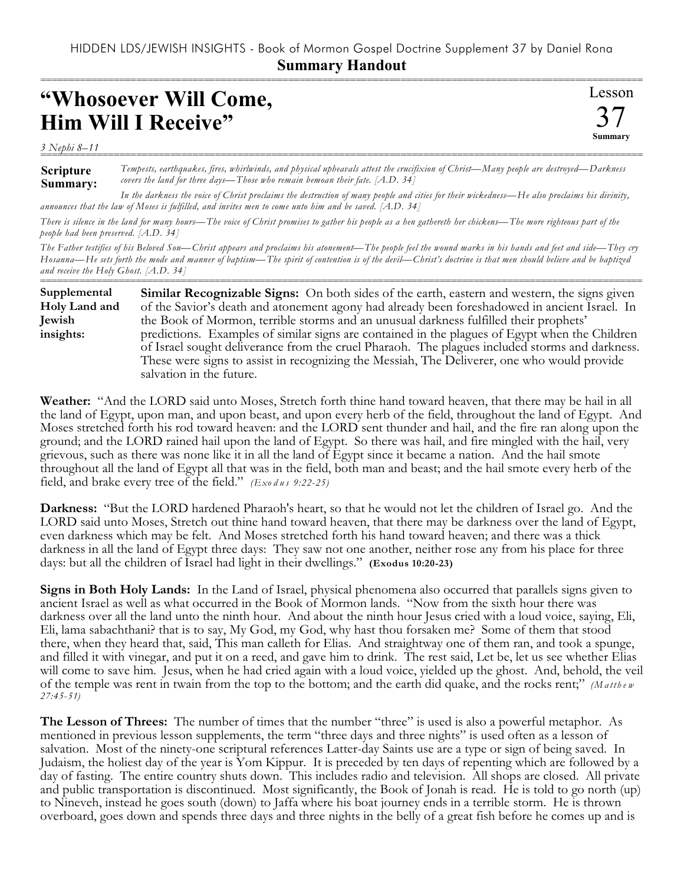HIDDEN LDS/JEWISH INSIGHTS - Book of Mormon Gospel Doctrine Supplement 37 by Daniel Rona

**Summary Handout**

# "Whosoever Will Come, Him Will I Receive"

Lesson 37 **Summary**

*3 Nephi 8–11*

**Scripture Summary:** *Tempests, earthquakes, fires, whirlwinds, and physical upheavals attest the crucifixion of Christ—Many people are destroyed—Darkness covers the land for three days—Those who remain bemoan their fate. [A.D. 34]*

*In the darkness the voice of Christ proclaims the destruction of many people and cities for their wickedness—He also proclaims his divinity, announces that the law of Moses is fulfilled, and invites men to come unto him and be saved. [A.D. 34]*

*There is silence in the land for many hours—The voice of Christ promises to gather his people as a hen gathereth her chickens—The more righteous part of the people had been preserved. [A.D. 34]*

*The Father testifies of his Beloved Son—Christ appears and proclaims his atonement—The people feel the wound marks in his hands and feet and side—They cry Hosanna—He sets forth the mode and manner of baptism—The spirit of contention is of the devil—Christ's doctrine is that men should believe and be baptized and receive the Holy Ghost. [A.D. 34]*

**Supplemental Holy Land and Jewish insights:**

**Similar Recognizable Signs:** On both sides of the earth, eastern and western, the signs given of the Savior's death and atonement agony had already been foreshadowed in ancient Israel. In the Book of Mormon, terrible storms and an unusual darkness fulfilled their prophets' predictions. Examples of similar signs are contained in the plagues of Egypt when the Children of Israel sought deliverance from the cruel Pharaoh. The plagues included storms and darkness. These were signs to assist in recognizing the Messiah, The Deliverer, one who would provide salvation in the future.

**Weather:** "And the LORD said unto Moses, Stretch forth thine hand toward heaven, that there may be hail in all the land of Egypt, upon man, and upon beast, and upon every herb of the field, throughout the land of Egypt. And Moses stretched forth his rod toward heaven: and the LORD sent thunder and hail, and the fire ran along upon the ground; and the LORD rained hail upon the land of Egypt. So there was hail, and fire mingled with the hail, very grievous, such as there was none like it in all the land of Egypt since it became a nation. And the hail smote throughout all the land of Egypt all that was in the field, both man and beast; and the hail smote every herb of the field, and brake every tree of the field." *(Exodus 9:22-25)*

**Darkness:** "But the LORD hardened Pharaoh's heart, so that he would not let the children of Israel go. And the LORD said unto Moses, Stretch out thine hand toward heaven, that there may be darkness over the land of Egypt, even darkness which may be felt. And Moses stretched forth his hand toward heaven; and there was a thick darkness in all the land of Egypt three days: They saw not one another, neither rose any from his place for three days: but all the children of Israel had light in their dwellings." **(Exodus 10:20-23)**

**Signs in Both Holy Lands:** In the Land of Israel, physical phenomena also occurred that parallels signs given to ancient Israel as well as what occurred in the Book of Mormon lands. "Now from the sixth hour there was darkness over all the land unto the ninth hour. And about the ninth hour Jesus cried with a loud voice, saying, Eli, Eli, lama sabachthani? that is to say, My God, my God, why hast thou forsaken me? Some of them that stood there, when they heard that, said, This man calleth for Elias. And straightway one of them ran, and took a spunge, and filled it with vinegar, and put it on a reed, and gave him to drink. The rest said, Let be, let us see whether Elias will come to save him. Jesus, when he had cried again with a loud voice, yielded up the ghost. And, behold, the veil of the temple was rent in twain from the top to the bottom; and the earth did quake, and the rocks rent;" *(Matthew 27:45-51)*

**The Lesson of Threes:** The number of times that the number "three" is used is also a powerful metaphor. As mentioned in previous lesson supplements, the term "three days and three nights" is used often as a lesson of salvation. Most of the ninety-one scriptural references Latter-day Saints use are a type or sign of being saved. In Judaism, the holiest day of the year is Yom Kippur. It is preceded by ten days of repenting which are followed by a day of fasting. The entire country shuts down. This includes radio and television. All shops are closed. All private and public transportation is discontinued. Most significantly, the Book of Jonah is read. He is told to go north (up) to Nineveh, instead he goes south (down) to Jaffa where his boat journey ends in a terrible storm. He is thrown overboard, goes down and spends three days and three nights in the belly of a great fish before he comes up and is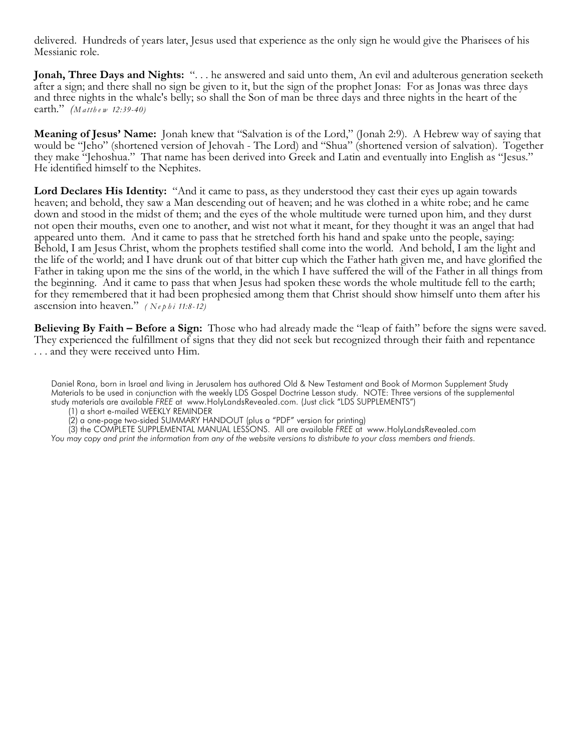delivered. Hundreds of years later, Jesus used that experience as the only sign he would give the Pharisees of his Messianic role.

**Jonah, Three Days and Nights:** ". . . he answered and said unto them, An evil and adulterous generation seeketh after a sign; and there shall no sign be given to it, but the sign of the prophet Jonas: For as Jonas was three days and three nights in the whale's belly; so shall the Son of man be three days and three nights in the heart of the earth." *(Matthew 12:39-40)*

**Meaning of Jesus' Name:** Jonah knew that "Salvation is of the Lord," (Jonah 2:9). A Hebrew way of saying that would be "Jeho" (shortened version of Jehovah - The Lord) and "Shua" (shortened version of salvation). Together they make "Jehoshua." That name has been derived into Greek and Latin and eventually into English as "Jesus." He identified himself to the Nephites.

**Lord Declares His Identity:** "And it came to pass, as they understood they cast their eyes up again towards heaven; and behold, they saw a Man descending out of heaven; and he was clothed in a white robe; and he came down and stood in the midst of them; and the eyes of the whole multitude were turned upon him, and they durst not open their mouths, even one to another, and wist not what it meant, for they thought it was an angel that had appeared unto them. And it came to pass that he stretched forth his hand and spake unto the people, saying: Behold, I am Jesus Christ, whom the prophets testified shall come into the world. And behold, I am the light and the life of the world; and I have drunk out of that bitter cup which the Father hath given me, and have glorified the Father in taking upon me the sins of the world, in the which I have suffered the will of the Father in all things from the beginning. And it came to pass that when Jesus had spoken these words the whole multitude fell to the earth; for they remembered that it had been prophesied among them that Christ should show himself unto them after his ascension into heaven." *( Nephi 11:8-12)*

**Believing By Faith – Before a Sign:** Those who had already made the "leap of faith" before the signs were saved. They experienced the fulfillment of signs that they did not seek but recognized through their faith and repentance . . . and they were received unto Him.

Daniel Rona, born in Israel and living in Jerusalem has authored Old & New Testament and Book of Mormon Supplement Study Materials to be used in conjunction with the weekly LDS Gospel Doctrine Lesson study. NOTE: Three versions of the supplemental study materials are available *FREE* at www.HolyLandsRevealed.com. (Just click "LDS SUPPLEMENTS")

(1) a short e-mailed WEEKLY REMINDER
(2) a one-page two-sided SUMMARY HANDOUT (plus a "PDF" version for printing)
(3) the COMPLETE SUPPLEMENTAL MANUAL LESSONS. All are available *FREE* at www.HolyLandsRevealed.com

*You may copy and print the information from any of the website versions to distribute to your class members and friends.*